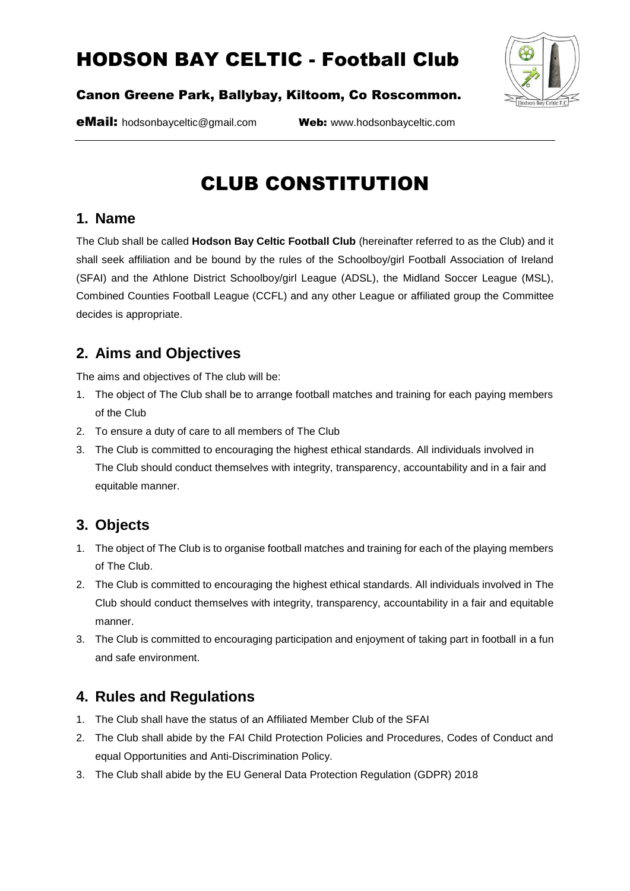# HODSON BAY CELTIC - Football Club

**Canon Greene Park, Ballybay, Kiltoom, Co Roscommon.**

**eMail:** hodsonbayceltic@gmail.com **Web:** www.hodsonbayceltic.com

# CLUB CONSTITUTION

## 1. Name

The Club shall be called **Hodson Bay Celtic Football Club** (hereinafter referred to as the Club) and it shall seek affiliation and be bound by the rules of the Schoolboy/girl Football Association of Ireland (SFAI) and the Athlone District Schoolboy/girl League (ADSL), the Midland Soccer League (MSL), Combined Counties Football League (CCFL) and any other League or affiliated group the Committee decides is appropriate.

## 2. Aims and Objectives

The aims and objectives of The club will be:

1. The object of The Club shall be to arrange football matches and training for each paying members of the Club
2. To ensure a duty of care to all members of The Club
3. The Club is committed to encouraging the highest ethical standards. All individuals involved in The Club should conduct themselves with integrity, transparency, accountability and in a fair and equitable manner.

## 3. Objects

1. The object of The Club is to organise football matches and training for each of the playing members of The Club.
2. The Club is committed to encouraging the highest ethical standards. All individuals involved in The Club should conduct themselves with integrity, transparency, accountability in a fair and equitable manner.
3. The Club is committed to encouraging participation and enjoyment of taking part in football in a fun and safe environment.

## 4. Rules and Regulations

1. The Club shall have the status of an Affiliated Member Club of the SFAI
2. The Club shall abide by the FAI Child Protection Policies and Procedures, Codes of Conduct and equal Opportunities and Anti-Discrimination Policy.
3. The Club shall abide by the EU General Data Protection Regulation (GDPR) 2018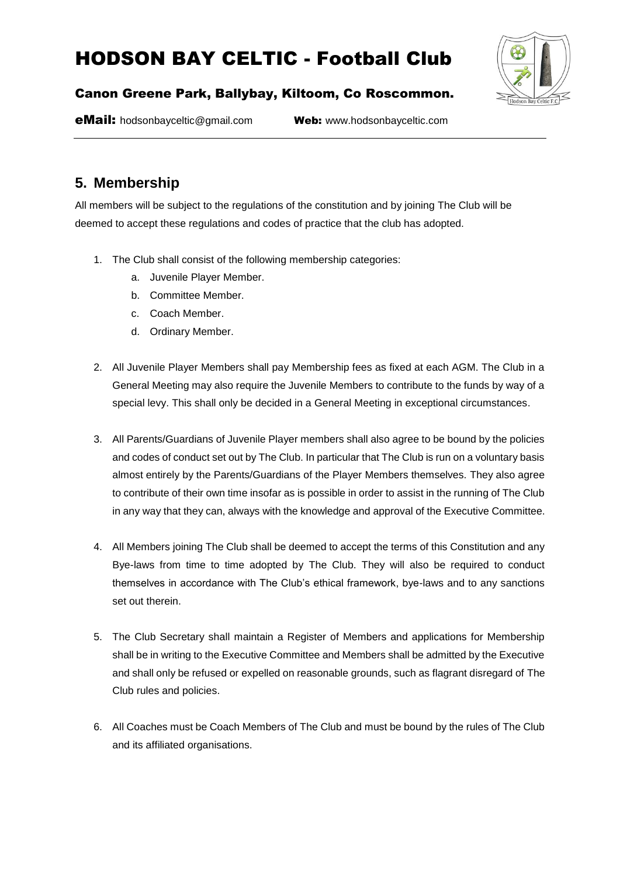## 5. Membership

All members will be subject to the regulations of the constitution and by joining The Club will be deemed to accept these regulations and codes of practice that the club has adopted.

1. The Club shall consist of the following membership categories:
    a. Juvenile Player Member.
    b. Committee Member.
    c. Coach Member.
    d. Ordinary Member.

2. All Juvenile Player Members shall pay Membership fees as fixed at each AGM. The Club in a General Meeting may also require the Juvenile Members to contribute to the funds by way of a special levy. This shall only be decided in a General Meeting in exceptional circumstances.

3. All Parents/Guardians of Juvenile Player members shall also agree to be bound by the policies and codes of conduct set out by The Club. In particular that The Club is run on a voluntary basis almost entirely by the Parents/Guardians of the Player Members themselves. They also agree to contribute of their own time insofar as is possible in order to assist in the running of The Club in any way that they can, always with the knowledge and approval of the Executive Committee.

4. All Members joining The Club shall be deemed to accept the terms of this Constitution and any Bye-laws from time to time adopted by The Club. They will also be required to conduct themselves in accordance with The Club's ethical framework, bye-laws and to any sanctions set out therein.

5. The Club Secretary shall maintain a Register of Members and applications for Membership shall be in writing to the Executive Committee and Members shall be admitted by the Executive and shall only be refused or expelled on reasonable grounds, such as flagrant disregard of The Club rules and policies.

6. All Coaches must be Coach Members of The Club and must be bound by the rules of The Club and its affiliated organisations.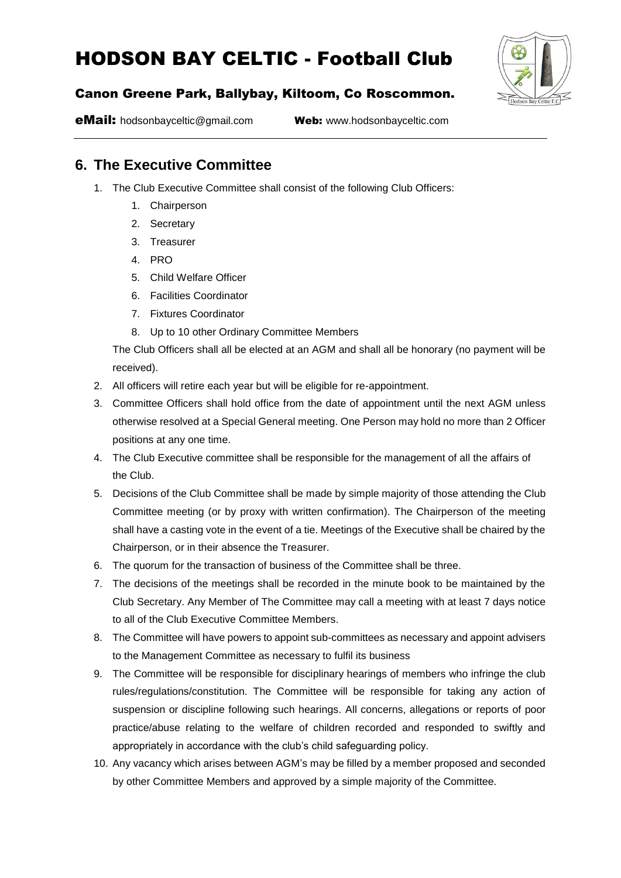## 6. The Executive Committee

1. The Club Executive Committee shall consist of the following Club Officers:
    1. Chairperson
    2. Secretary
    3. Treasurer
    4. PRO
    5. Child Welfare Officer
    6. Facilities Coordinator
    7. Fixtures Coordinator
    8. Up to 10 other Ordinary Committee Members

    The Club Officers shall all be elected at an AGM and shall all be honorary (no payment will be received).
2. All officers will retire each year but will be eligible for re-appointment.
3. Committee Officers shall hold office from the date of appointment until the next AGM unless otherwise resolved at a Special General meeting. One Person may hold no more than 2 Officer positions at any one time.
4. The Club Executive committee shall be responsible for the management of all the affairs of the Club.
5. Decisions of the Club Committee shall be made by simple majority of those attending the Club Committee meeting (or by proxy with written confirmation). The Chairperson of the meeting shall have a casting vote in the event of a tie. Meetings of the Executive shall be chaired by the Chairperson, or in their absence the Treasurer.
6. The quorum for the transaction of business of the Committee shall be three.
7. The decisions of the meetings shall be recorded in the minute book to be maintained by the Club Secretary. Any Member of The Committee may call a meeting with at least 7 days notice to all of the Club Executive Committee Members.
8. The Committee will have powers to appoint sub-committees as necessary and appoint advisers to the Management Committee as necessary to fulfil its business
9. The Committee will be responsible for disciplinary hearings of members who infringe the club rules/regulations/constitution. The Committee will be responsible for taking any action of suspension or discipline following such hearings. All concerns, allegations or reports of poor practice/abuse relating to the welfare of children recorded and responded to swiftly and appropriately in accordance with the club's child safeguarding policy.
10. Any vacancy which arises between AGM's may be filled by a member proposed and seconded by other Committee Members and approved by a simple majority of the Committee.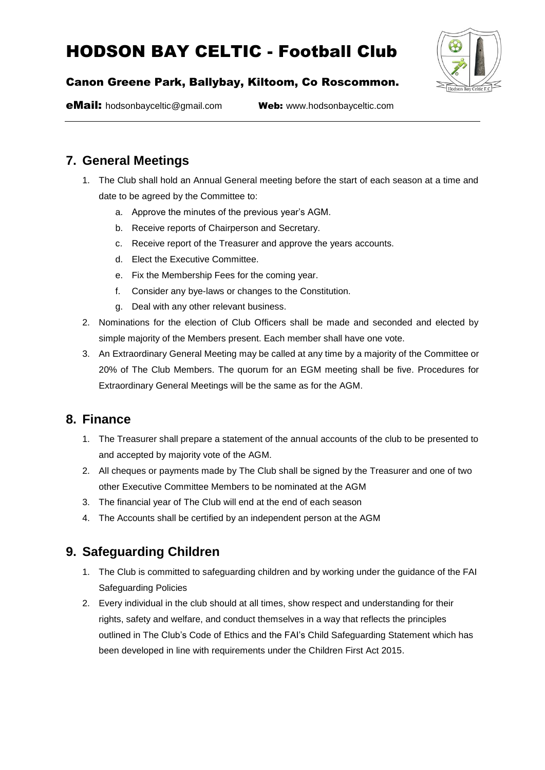## 7. General Meetings

1. The Club shall hold an Annual General meeting before the start of each season at a time and date to be agreed by the Committee to:
   a. Approve the minutes of the previous year's AGM.
   b. Receive reports of Chairperson and Secretary.
   c. Receive report of the Treasurer and approve the years accounts.
   d. Elect the Executive Committee.
   e. Fix the Membership Fees for the coming year.
   f. Consider any bye-laws or changes to the Constitution.
   g. Deal with any other relevant business.
2. Nominations for the election of Club Officers shall be made and seconded and elected by simple majority of the Members present. Each member shall have one vote.
3. An Extraordinary General Meeting may be called at any time by a majority of the Committee or 20% of The Club Members. The quorum for an EGM meeting shall be five. Procedures for Extraordinary General Meetings will be the same as for the AGM.

## 8. Finance

1. The Treasurer shall prepare a statement of the annual accounts of the club to be presented to and accepted by majority vote of the AGM.
2. All cheques or payments made by The Club shall be signed by the Treasurer and one of two other Executive Committee Members to be nominated at the AGM
3. The financial year of The Club will end at the end of each season
4. The Accounts shall be certified by an independent person at the AGM

## 9. Safeguarding Children

1. The Club is committed to safeguarding children and by working under the guidance of the FAI Safeguarding Policies
2. Every individual in the club should at all times, show respect and understanding for their rights, safety and welfare, and conduct themselves in a way that reflects the principles outlined in The Club's Code of Ethics and the FAI's Child Safeguarding Statement which has been developed in line with requirements under the Children First Act 2015.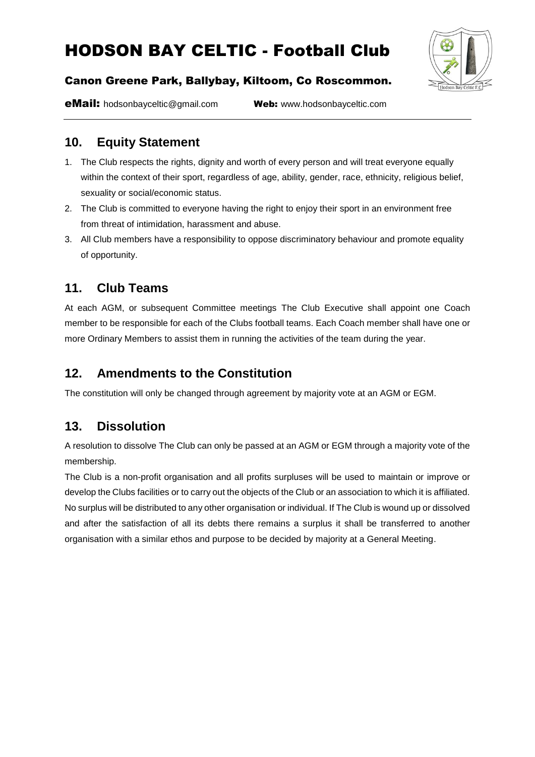## 10. Equity Statement

1. The Club respects the rights, dignity and worth of every person and will treat everyone equally within the context of their sport, regardless of age, ability, gender, race, ethnicity, religious belief, sexuality or social/economic status.
2. The Club is committed to everyone having the right to enjoy their sport in an environment free from threat of intimidation, harassment and abuse.
3. All Club members have a responsibility to oppose discriminatory behaviour and promote equality of opportunity.

## 11. Club Teams

At each AGM, or subsequent Committee meetings The Club Executive shall appoint one Coach member to be responsible for each of the Clubs football teams. Each Coach member shall have one or more Ordinary Members to assist them in running the activities of the team during the year.

## 12. Amendments to the Constitution

The constitution will only be changed through agreement by majority vote at an AGM or EGM.

## 13. Dissolution

A resolution to dissolve The Club can only be passed at an AGM or EGM through a majority vote of the membership.

The Club is a non-profit organisation and all profits surpluses will be used to maintain or improve or develop the Clubs facilities or to carry out the objects of the Club or an association to which it is affiliated. No surplus will be distributed to any other organisation or individual. If The Club is wound up or dissolved and after the satisfaction of all its debts there remains a surplus it shall be transferred to another organisation with a similar ethos and purpose to be decided by majority at a General Meeting.